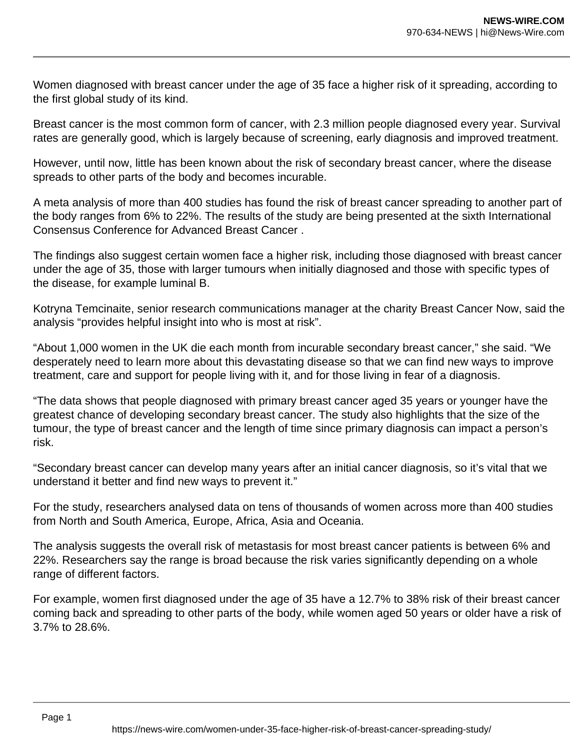Women diagnosed with breast cancer under the age of 35 face a higher risk of it spreading, according to the first global study of its kind.

Breast cancer is the most common form of cancer, with 2.3 million people diagnosed every year. Survival rates are generally good, which is largely because of screening, early diagnosis and improved treatment.

However, until now, little has been known about the risk of secondary breast cancer, where the disease spreads to other parts of the body and becomes incurable.

A meta analysis of more than 400 studies has found the risk of breast cancer spreading to another part of the body ranges from 6% to 22%. The results of the study are being presented at the sixth International Consensus Conference for Advanced Breast Cancer .

The findings also suggest certain women face a higher risk, including those diagnosed with breast cancer under the age of 35, those with larger tumours when initially diagnosed and those with specific types of the disease, for example luminal B.

Kotryna Temcinaite, senior research communications manager at the charity Breast Cancer Now, said the analysis "provides helpful insight into who is most at risk".

"About 1,000 women in the UK die each month from incurable secondary breast cancer," she said. "We desperately need to learn more about this devastating disease so that we can find new ways to improve treatment, care and support for people living with it, and for those living in fear of a diagnosis.

"The data shows that people diagnosed with primary breast cancer aged 35 years or younger have the greatest chance of developing secondary breast cancer. The study also highlights that the size of the tumour, the type of breast cancer and the length of time since primary diagnosis can impact a person's risk.

"Secondary breast cancer can develop many years after an initial cancer diagnosis, so it's vital that we understand it better and find new ways to prevent it."

For the study, researchers analysed data on tens of thousands of women across more than 400 studies from North and South America, Europe, Africa, Asia and Oceania.

The analysis suggests the overall risk of metastasis for most breast cancer patients is between 6% and 22%. Researchers say the range is broad because the risk varies significantly depending on a whole range of different factors.

For example, women first diagnosed under the age of 35 have a 12.7% to 38% risk of their breast cancer coming back and spreading to other parts of the body, while women aged 50 years or older have a risk of 3.7% to 28.6%.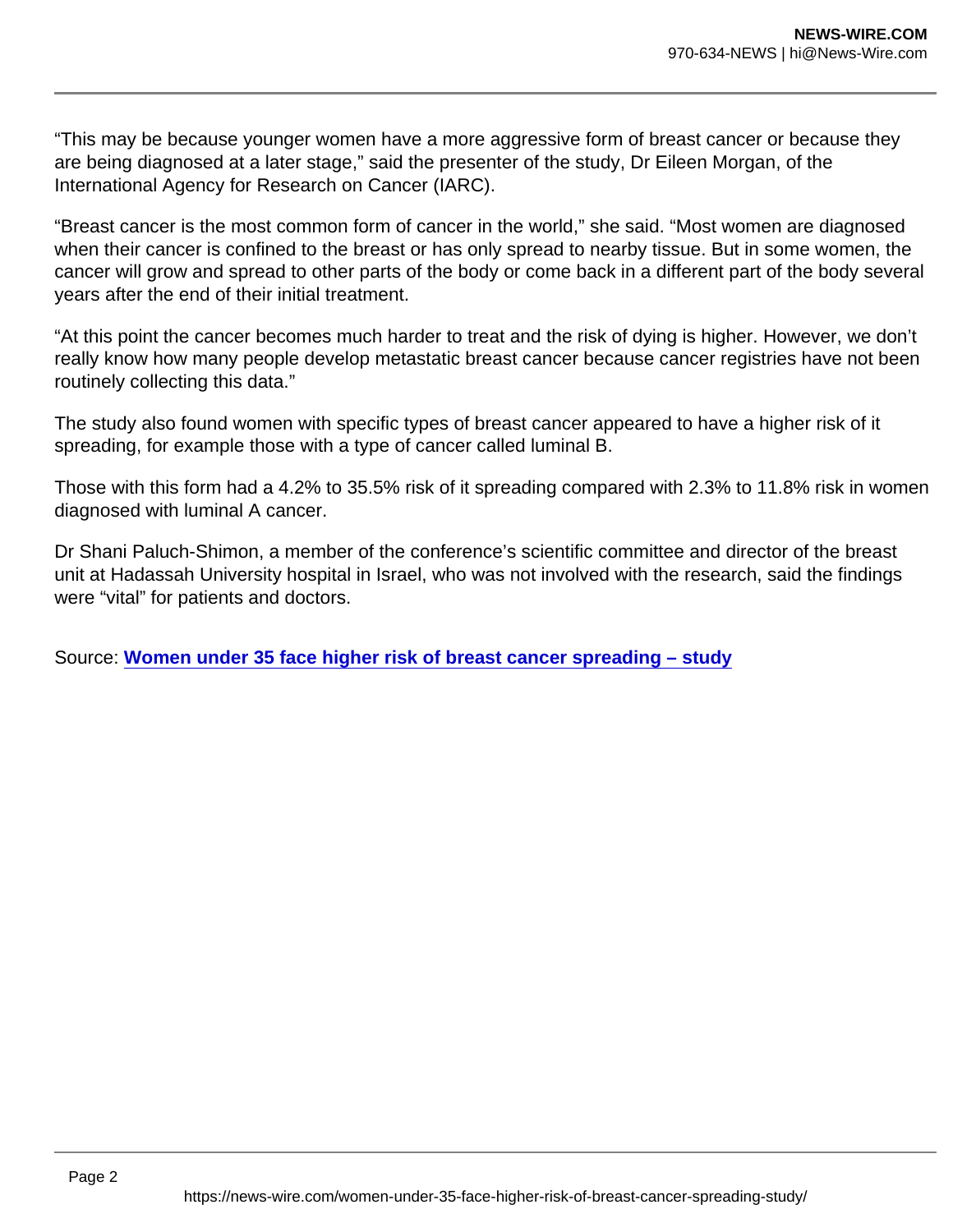"This may be because younger women have a more aggressive form of breast cancer or because they are being diagnosed at a later stage," said the presenter of the study, Dr Eileen Morgan, of the International Agency for Research on Cancer (IARC).

"Breast cancer is the most common form of cancer in the world," she said. "Most women are diagnosed when their cancer is confined to the breast or has only spread to nearby tissue. But in some women, the cancer will grow and spread to other parts of the body or come back in a different part of the body several years after the end of their initial treatment.

"At this point the cancer becomes much harder to treat and the risk of dying is higher. However, we don't really know how many people develop metastatic breast cancer because cancer registries have not been routinely collecting this data."

The study also found women with specific types of breast cancer appeared to have a higher risk of it spreading, for example those with a type of cancer called luminal B.

Those with this form had a 4.2% to 35.5% risk of it spreading compared with 2.3% to 11.8% risk in women diagnosed with luminal A cancer.

Dr Shani Paluch-Shimon, a member of the conference's scientific committee and director of the breast unit at Hadassah University hospital in Israel, who was not involved with the research, said the findings were "vital" for patients and doctors.

Source: **[Women under 35 face higher risk of breast cancer spreading – study](https://news-wire.com/women-under-35-face-higher-risk-of-breast-cancer-spreading-study/)**